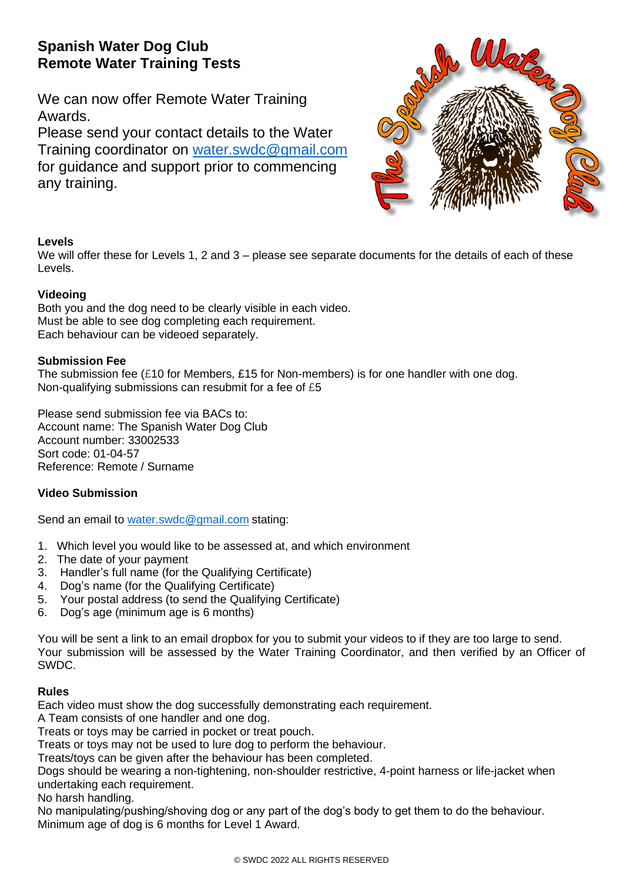# Spanish Water Dog Club
# Remote Water Training Tests

We can now offer Remote Water Training Awards.
Please send your contact details to the Water Training coordinator on [water.swdc@gmail.com](mailto:water.swdc@gmail.com) for guidance and support prior to commencing any training.

**Levels**
We will offer these for Levels 1, 2 and 3 – please see separate documents for the details of each of these Levels.

**Videoing**
Both you and the dog need to be clearly visible in each video.
Must be able to see dog completing each requirement.
Each behaviour can be videoed separately.

**Submission Fee**
The submission fee (£10 for Members, £15 for Non-members) is for one handler with one dog.
Non-qualifying submissions can resubmit for a fee of £5

Please send submission fee via BACs to:
Account name: The Spanish Water Dog Club
Account number: 33002533
Sort code: 01-04-57
Reference: Remote / Surname

**Video Submission**

Send an email to [water.swdc@gmail.com](mailto:water.swdc@gmail.com) stating:

1. Which level you would like to be assessed at, and which environment
2. The date of your payment
3. Handler's full name (for the Qualifying Certificate)
4. Dog's name (for the Qualifying Certificate)
5. Your postal address (to send the Qualifying Certificate)
6. Dog's age (minimum age is 6 months)

You will be sent a link to an email dropbox for you to submit your videos to if they are too large to send.
Your submission will be assessed by the Water Training Coordinator, and then verified by an Officer of SWDC.

**Rules**
Each video must show the dog successfully demonstrating each requirement.
A Team consists of one handler and one dog.
Treats or toys may be carried in pocket or treat pouch.
Treats or toys may not be used to lure dog to perform the behaviour.
Treats/toys can be given after the behaviour has been completed.
Dogs should be wearing a non-tightening, non-shoulder restrictive, 4-point harness or life-jacket when undertaking each requirement.
No harsh handling.
No manipulating/pushing/shoving dog or any part of the dog's body to get them to do the behaviour.
Minimum age of dog is 6 months for Level 1 Award.

© SWDC 2022 ALL RIGHTS RESERVED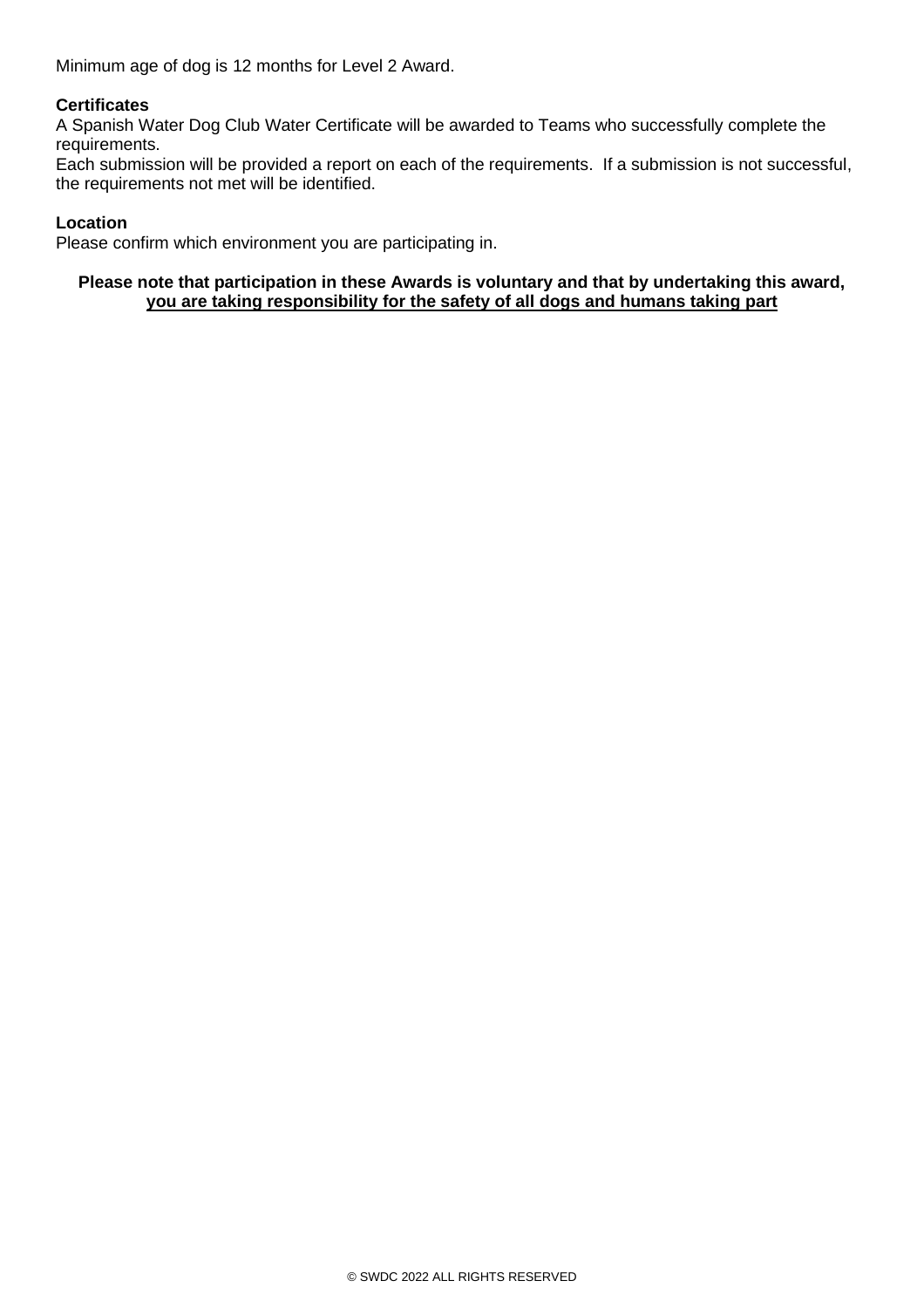Minimum age of dog is 12 months for Level 2 Award.

**Certificates**

A Spanish Water Dog Club Water Certificate will be awarded to Teams who successfully complete the requirements.

Each submission will be provided a report on each of the requirements. If a submission is not successful, the requirements not met will be identified.

**Location**

Please confirm which environment you are participating in.

**Please note that participation in these Awards is voluntary and that by undertaking this award, <u>you are taking responsibility for the safety of all dogs and humans taking part</u>**

© SWDC 2022 ALL RIGHTS RESERVED